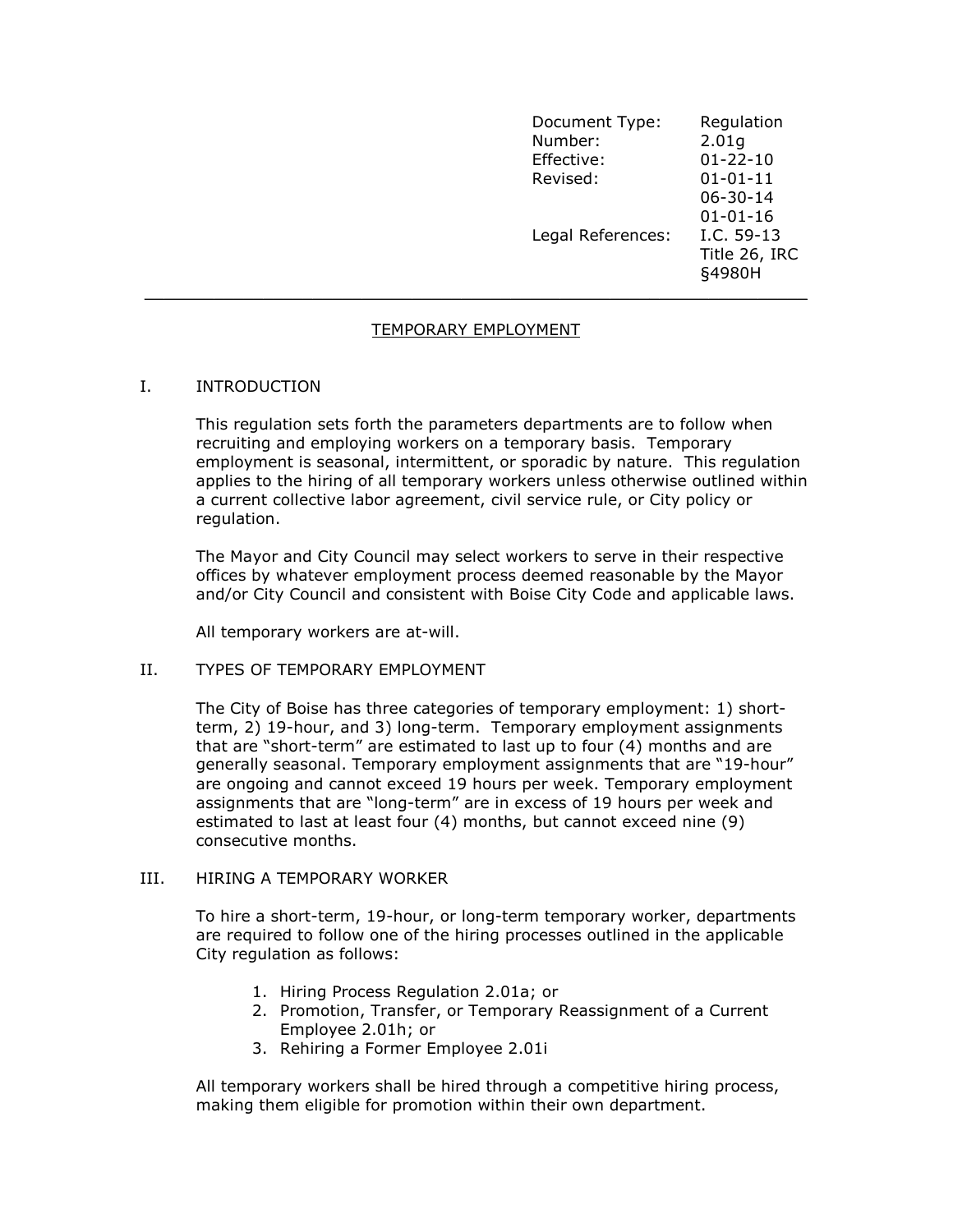| Document Type: | Regulation |
|---|---|
| Number: | 2.01g |
| Effective: | 01-22-10 |
| Revised: | 01-01-11 |
| | 06-30-14 |
| | 01-01-16 |
| Legal References: | I.C. 59-13 |
| | Title 26, IRC §4980H |

---

# TEMPORARY EMPLOYMENT

## I. INTRODUCTION

This regulation sets forth the parameters departments are to follow when recruiting and employing workers on a temporary basis. Temporary employment is seasonal, intermittent, or sporadic by nature. This regulation applies to the hiring of all temporary workers unless otherwise outlined within a current collective labor agreement, civil service rule, or City policy or regulation.

The Mayor and City Council may select workers to serve in their respective offices by whatever employment process deemed reasonable by the Mayor and/or City Council and consistent with Boise City Code and applicable laws.

All temporary workers are at-will.

## II. TYPES OF TEMPORARY EMPLOYMENT

The City of Boise has three categories of temporary employment: 1) short-term, 2) 19-hour, and 3) long-term. Temporary employment assignments that are "short-term" are estimated to last up to four (4) months and are generally seasonal. Temporary employment assignments that are "19-hour" are ongoing and cannot exceed 19 hours per week. Temporary employment assignments that are "long-term" are in excess of 19 hours per week and estimated to last at least four (4) months, but cannot exceed nine (9) consecutive months.

## III. HIRING A TEMPORARY WORKER

To hire a short-term, 19-hour, or long-term temporary worker, departments are required to follow one of the hiring processes outlined in the applicable City regulation as follows:

1. Hiring Process Regulation 2.01a; or
2. Promotion, Transfer, or Temporary Reassignment of a Current Employee 2.01h; or
3. Rehiring a Former Employee 2.01i

All temporary workers shall be hired through a competitive hiring process, making them eligible for promotion within their own department.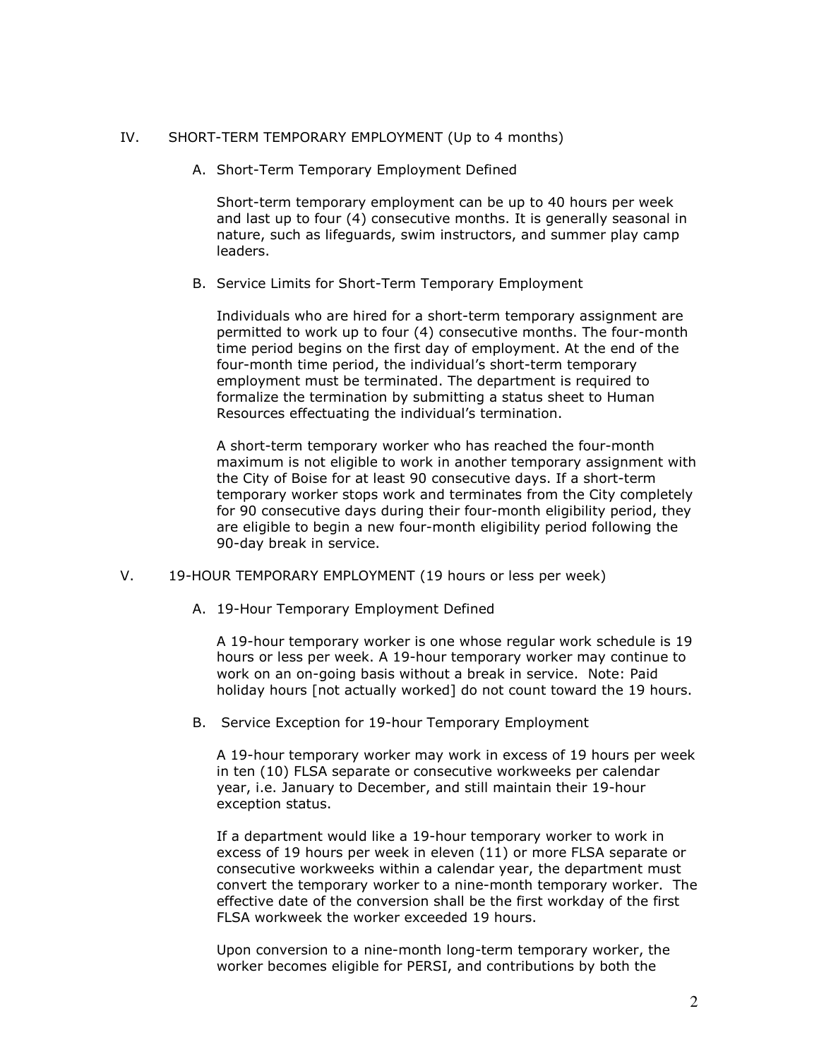## IV. SHORT-TERM TEMPORARY EMPLOYMENT (Up to 4 months)

### A. Short-Term Temporary Employment Defined

Short-term temporary employment can be up to 40 hours per week and last up to four (4) consecutive months. It is generally seasonal in nature, such as lifeguards, swim instructors, and summer play camp leaders.

### B. Service Limits for Short-Term Temporary Employment

Individuals who are hired for a short-term temporary assignment are permitted to work up to four (4) consecutive months. The four-month time period begins on the first day of employment. At the end of the four-month time period, the individual's short-term temporary employment must be terminated. The department is required to formalize the termination by submitting a status sheet to Human Resources effectuating the individual's termination.

A short-term temporary worker who has reached the four-month maximum is not eligible to work in another temporary assignment with the City of Boise for at least 90 consecutive days. If a short-term temporary worker stops work and terminates from the City completely for 90 consecutive days during their four-month eligibility period, they are eligible to begin a new four-month eligibility period following the 90-day break in service.

## V. 19-HOUR TEMPORARY EMPLOYMENT (19 hours or less per week)

### A. 19-Hour Temporary Employment Defined

A 19-hour temporary worker is one whose regular work schedule is 19 hours or less per week. A 19-hour temporary worker may continue to work on an on-going basis without a break in service. Note: Paid holiday hours [not actually worked] do not count toward the 19 hours.

### B. Service Exception for 19-hour Temporary Employment

A 19-hour temporary worker may work in excess of 19 hours per week in ten (10) FLSA separate or consecutive workweeks per calendar year, i.e. January to December, and still maintain their 19-hour exception status.

If a department would like a 19-hour temporary worker to work in excess of 19 hours per week in eleven (11) or more FLSA separate or consecutive workweeks within a calendar year, the department must convert the temporary worker to a nine-month temporary worker. The effective date of the conversion shall be the first workday of the first FLSA workweek the worker exceeded 19 hours.

Upon conversion to a nine-month long-term temporary worker, the worker becomes eligible for PERSI, and contributions by both the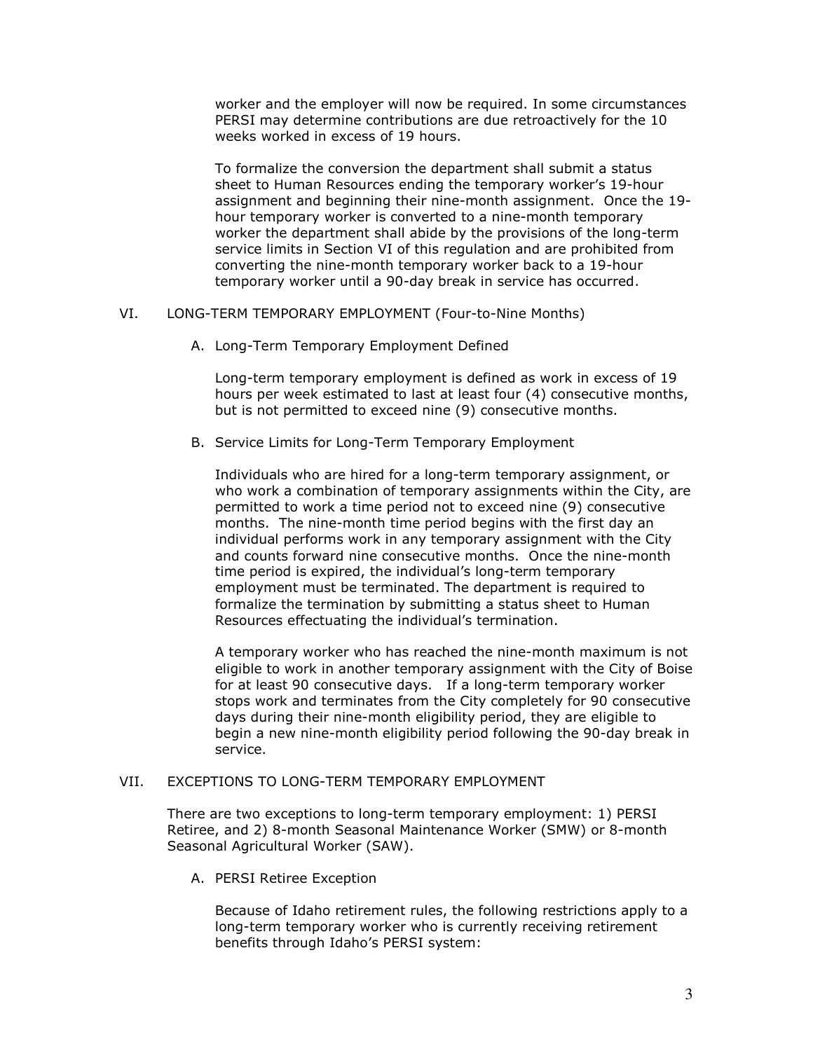worker and the employer will now be required. In some circumstances PERSI may determine contributions are due retroactively for the 10 weeks worked in excess of 19 hours.

To formalize the conversion the department shall submit a status sheet to Human Resources ending the temporary worker's 19-hour assignment and beginning their nine-month assignment. Once the 19-hour temporary worker is converted to a nine-month temporary worker the department shall abide by the provisions of the long-term service limits in Section VI of this regulation and are prohibited from converting the nine-month temporary worker back to a 19-hour temporary worker until a 90-day break in service has occurred.

## VI. LONG-TERM TEMPORARY EMPLOYMENT (Four-to-Nine Months)

### A. Long-Term Temporary Employment Defined

Long-term temporary employment is defined as work in excess of 19 hours per week estimated to last at least four (4) consecutive months, but is not permitted to exceed nine (9) consecutive months.

### B. Service Limits for Long-Term Temporary Employment

Individuals who are hired for a long-term temporary assignment, or who work a combination of temporary assignments within the City, are permitted to work a time period not to exceed nine (9) consecutive months. The nine-month time period begins with the first day an individual performs work in any temporary assignment with the City and counts forward nine consecutive months. Once the nine-month time period is expired, the individual's long-term temporary employment must be terminated. The department is required to formalize the termination by submitting a status sheet to Human Resources effectuating the individual's termination.

A temporary worker who has reached the nine-month maximum is not eligible to work in another temporary assignment with the City of Boise for at least 90 consecutive days. If a long-term temporary worker stops work and terminates from the City completely for 90 consecutive days during their nine-month eligibility period, they are eligible to begin a new nine-month eligibility period following the 90-day break in service.

## VII. EXCEPTIONS TO LONG-TERM TEMPORARY EMPLOYMENT

There are two exceptions to long-term temporary employment: 1) PERSI Retiree, and 2) 8-month Seasonal Maintenance Worker (SMW) or 8-month Seasonal Agricultural Worker (SAW).

### A. PERSI Retiree Exception

Because of Idaho retirement rules, the following restrictions apply to a long-term temporary worker who is currently receiving retirement benefits through Idaho's PERSI system: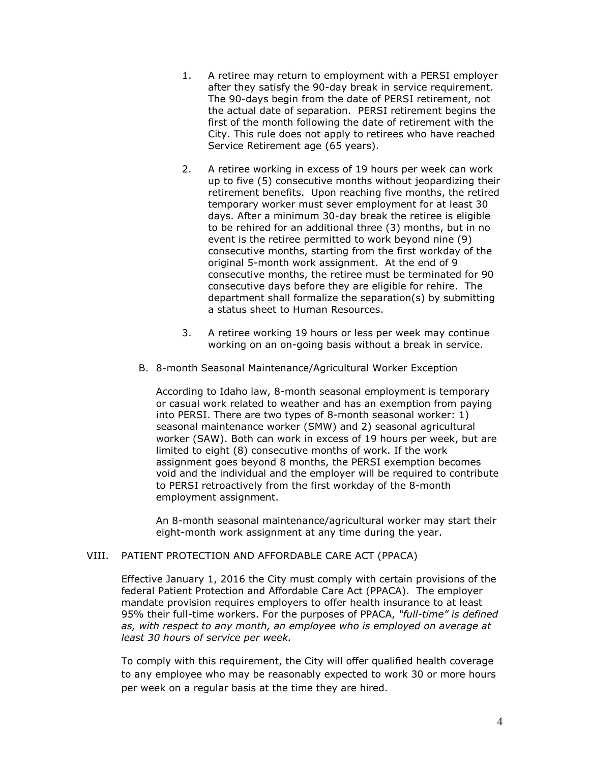1. A retiree may return to employment with a PERSI employer after they satisfy the 90-day break in service requirement. The 90-days begin from the date of PERSI retirement, not the actual date of separation. PERSI retirement begins the first of the month following the date of retirement with the City. This rule does not apply to retirees who have reached Service Retirement age (65 years).

2. A retiree working in excess of 19 hours per week can work up to five (5) consecutive months without jeopardizing their retirement benefits. Upon reaching five months, the retired temporary worker must sever employment for at least 30 days. After a minimum 30-day break the retiree is eligible to be rehired for an additional three (3) months, but in no event is the retiree permitted to work beyond nine (9) consecutive months, starting from the first workday of the original 5-month work assignment. At the end of 9 consecutive months, the retiree must be terminated for 90 consecutive days before they are eligible for rehire. The department shall formalize the separation(s) by submitting a status sheet to Human Resources.

3. A retiree working 19 hours or less per week may continue working on an on-going basis without a break in service.

B. 8-month Seasonal Maintenance/Agricultural Worker Exception

According to Idaho law, 8-month seasonal employment is temporary or casual work related to weather and has an exemption from paying into PERSI. There are two types of 8-month seasonal worker: 1) seasonal maintenance worker (SMW) and 2) seasonal agricultural worker (SAW). Both can work in excess of 19 hours per week, but are limited to eight (8) consecutive months of work. If the work assignment goes beyond 8 months, the PERSI exemption becomes void and the individual and the employer will be required to contribute to PERSI retroactively from the first workday of the 8-month employment assignment.

An 8-month seasonal maintenance/agricultural worker may start their eight-month work assignment at any time during the year.

## VIII. PATIENT PROTECTION AND AFFORDABLE CARE ACT (PPACA)

Effective January 1, 2016 the City must comply with certain provisions of the federal Patient Protection and Affordable Care Act (PPACA). The employer mandate provision requires employers to offer health insurance to at least 95% their full-time workers. For the purposes of PPACA, *"full-time" is defined as, with respect to any month, an employee who is employed on average at least 30 hours of service per week.*

To comply with this requirement, the City will offer qualified health coverage to any employee who may be reasonably expected to work 30 or more hours per week on a regular basis at the time they are hired.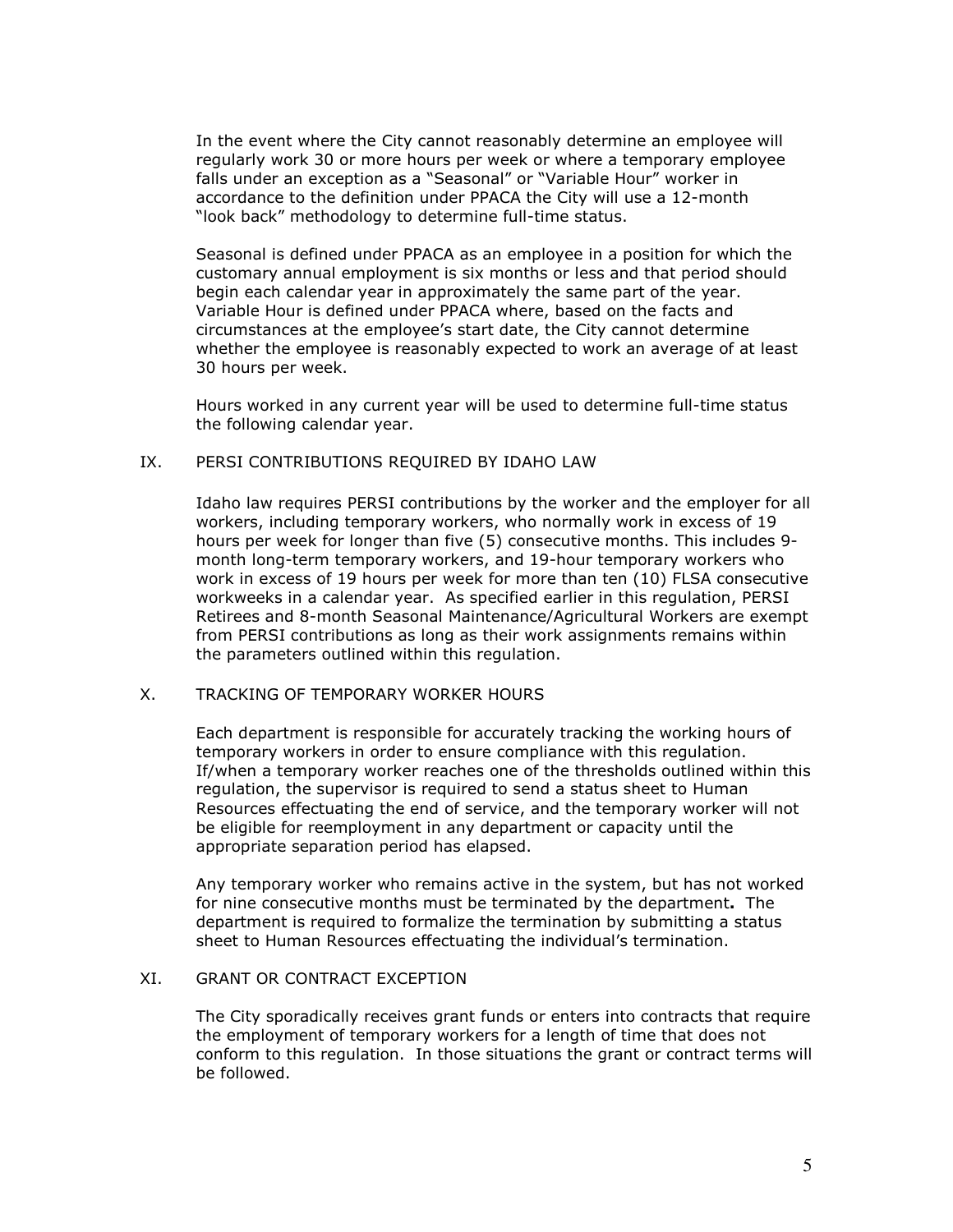In the event where the City cannot reasonably determine an employee will regularly work 30 or more hours per week or where a temporary employee falls under an exception as a "Seasonal" or "Variable Hour" worker in accordance to the definition under PPACA the City will use a 12-month "look back" methodology to determine full-time status.

Seasonal is defined under PPACA as an employee in a position for which the customary annual employment is six months or less and that period should begin each calendar year in approximately the same part of the year. Variable Hour is defined under PPACA where, based on the facts and circumstances at the employee's start date, the City cannot determine whether the employee is reasonably expected to work an average of at least 30 hours per week.

Hours worked in any current year will be used to determine full-time status the following calendar year.

## IX. PERSI CONTRIBUTIONS REQUIRED BY IDAHO LAW

Idaho law requires PERSI contributions by the worker and the employer for all workers, including temporary workers, who normally work in excess of 19 hours per week for longer than five (5) consecutive months. This includes 9-month long-term temporary workers, and 19-hour temporary workers who work in excess of 19 hours per week for more than ten (10) FLSA consecutive workweeks in a calendar year. As specified earlier in this regulation, PERSI Retirees and 8-month Seasonal Maintenance/Agricultural Workers are exempt from PERSI contributions as long as their work assignments remains within the parameters outlined within this regulation.

## X. TRACKING OF TEMPORARY WORKER HOURS

Each department is responsible for accurately tracking the working hours of temporary workers in order to ensure compliance with this regulation. If/when a temporary worker reaches one of the thresholds outlined within this regulation, the supervisor is required to send a status sheet to Human Resources effectuating the end of service, and the temporary worker will not be eligible for reemployment in any department or capacity until the appropriate separation period has elapsed.

Any temporary worker who remains active in the system, but has not worked for nine consecutive months must be terminated by the department**.** The department is required to formalize the termination by submitting a status sheet to Human Resources effectuating the individual's termination.

## XI. GRANT OR CONTRACT EXCEPTION

The City sporadically receives grant funds or enters into contracts that require the employment of temporary workers for a length of time that does not conform to this regulation. In those situations the grant or contract terms will be followed.